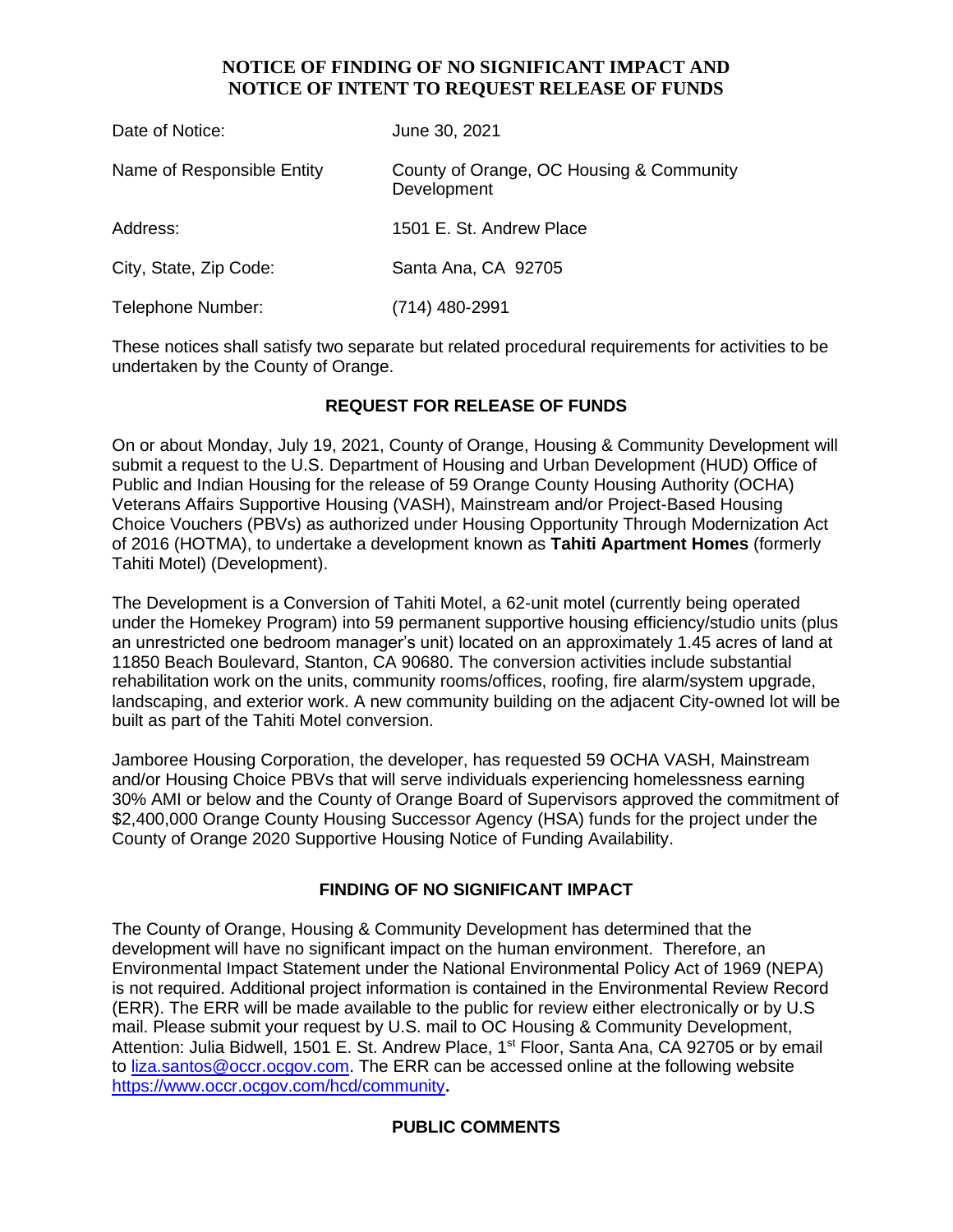# NOTICE OF FINDING OF NO SIGNIFICANT IMPACT AND NOTICE OF INTENT TO REQUEST RELEASE OF FUNDS

| | |
|---|---|
| Date of Notice: | June 30, 2021 |
| Name of Responsible Entity | County of Orange, OC Housing & Community Development |
| Address: | 1501 E. St. Andrew Place |
| City, State, Zip Code: | Santa Ana, CA 92705 |
| Telephone Number: | (714) 480-2991 |

These notices shall satisfy two separate but related procedural requirements for activities to be undertaken by the County of Orange.

## REQUEST FOR RELEASE OF FUNDS

On or about Monday, July 19, 2021, County of Orange, Housing & Community Development will submit a request to the U.S. Department of Housing and Urban Development (HUD) Office of Public and Indian Housing for the release of 59 Orange County Housing Authority (OCHA) Veterans Affairs Supportive Housing (VASH), Mainstream and/or Project-Based Housing Choice Vouchers (PBVs) as authorized under Housing Opportunity Through Modernization Act of 2016 (HOTMA), to undertake a development known as **Tahiti Apartment Homes** (formerly Tahiti Motel) (Development).

The Development is a Conversion of Tahiti Motel, a 62-unit motel (currently being operated under the Homekey Program) into 59 permanent supportive housing efficiency/studio units (plus an unrestricted one bedroom manager's unit) located on an approximately 1.45 acres of land at 11850 Beach Boulevard, Stanton, CA 90680. The conversion activities include substantial rehabilitation work on the units, community rooms/offices, roofing, fire alarm/system upgrade, landscaping, and exterior work. A new community building on the adjacent City-owned lot will be built as part of the Tahiti Motel conversion.

Jamboree Housing Corporation, the developer, has requested 59 OCHA VASH, Mainstream and/or Housing Choice PBVs that will serve individuals experiencing homelessness earning 30% AMI or below and the County of Orange Board of Supervisors approved the commitment of $2,400,000 Orange County Housing Successor Agency (HSA) funds for the project under the County of Orange 2020 Supportive Housing Notice of Funding Availability.

## FINDING OF NO SIGNIFICANT IMPACT

The County of Orange, Housing & Community Development has determined that the development will have no significant impact on the human environment. Therefore, an Environmental Impact Statement under the National Environmental Policy Act of 1969 (NEPA) is not required. Additional project information is contained in the Environmental Review Record (ERR). The ERR will be made available to the public for review either electronically or by U.S mail. Please submit your request by U.S. mail to OC Housing & Community Development, Attention: Julia Bidwell, 1501 E. St. Andrew Place, 1st Floor, Santa Ana, CA 92705 or by email to liza.santos@occr.ocgov.com. The ERR can be accessed online at the following website https://www.occr.ocgov.com/hcd/community.

## PUBLIC COMMENTS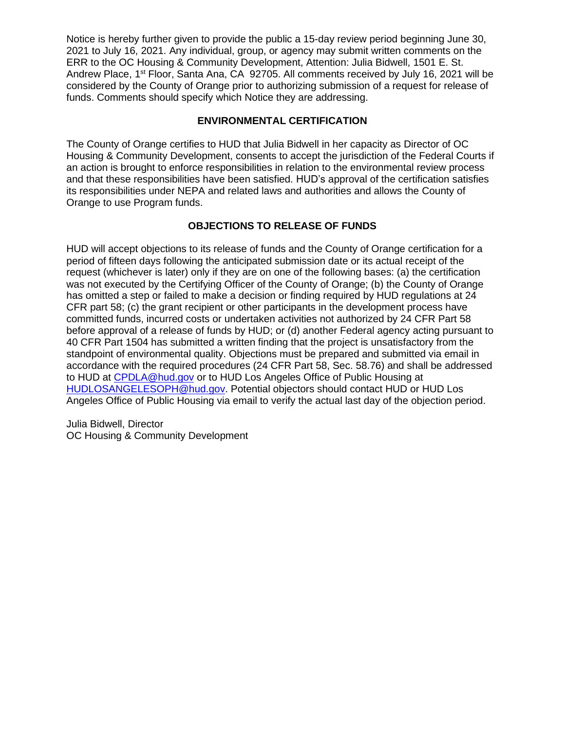Notice is hereby further given to provide the public a 15-day review period beginning June 30, 2021 to July 16, 2021. Any individual, group, or agency may submit written comments on the ERR to the OC Housing & Community Development, Attention: Julia Bidwell, 1501 E. St. Andrew Place, 1st Floor, Santa Ana, CA 92705. All comments received by July 16, 2021 will be considered by the County of Orange prior to authorizing submission of a request for release of funds. Comments should specify which Notice they are addressing.

## ENVIRONMENTAL CERTIFICATION

The County of Orange certifies to HUD that Julia Bidwell in her capacity as Director of OC Housing & Community Development, consents to accept the jurisdiction of the Federal Courts if an action is brought to enforce responsibilities in relation to the environmental review process and that these responsibilities have been satisfied. HUD's approval of the certification satisfies its responsibilities under NEPA and related laws and authorities and allows the County of Orange to use Program funds.

## OBJECTIONS TO RELEASE OF FUNDS

HUD will accept objections to its release of funds and the County of Orange certification for a period of fifteen days following the anticipated submission date or its actual receipt of the request (whichever is later) only if they are on one of the following bases: (a) the certification was not executed by the Certifying Officer of the County of Orange; (b) the County of Orange has omitted a step or failed to make a decision or finding required by HUD regulations at 24 CFR part 58; (c) the grant recipient or other participants in the development process have committed funds, incurred costs or undertaken activities not authorized by 24 CFR Part 58 before approval of a release of funds by HUD; or (d) another Federal agency acting pursuant to 40 CFR Part 1504 has submitted a written finding that the project is unsatisfactory from the standpoint of environmental quality. Objections must be prepared and submitted via email in accordance with the required procedures (24 CFR Part 58, Sec. 58.76) and shall be addressed to HUD at CPDLA@hud.gov or to HUD Los Angeles Office of Public Housing at HUDLOSANGELESOPH@hud.gov. Potential objectors should contact HUD or HUD Los Angeles Office of Public Housing via email to verify the actual last day of the objection period.

Julia Bidwell, Director
OC Housing & Community Development